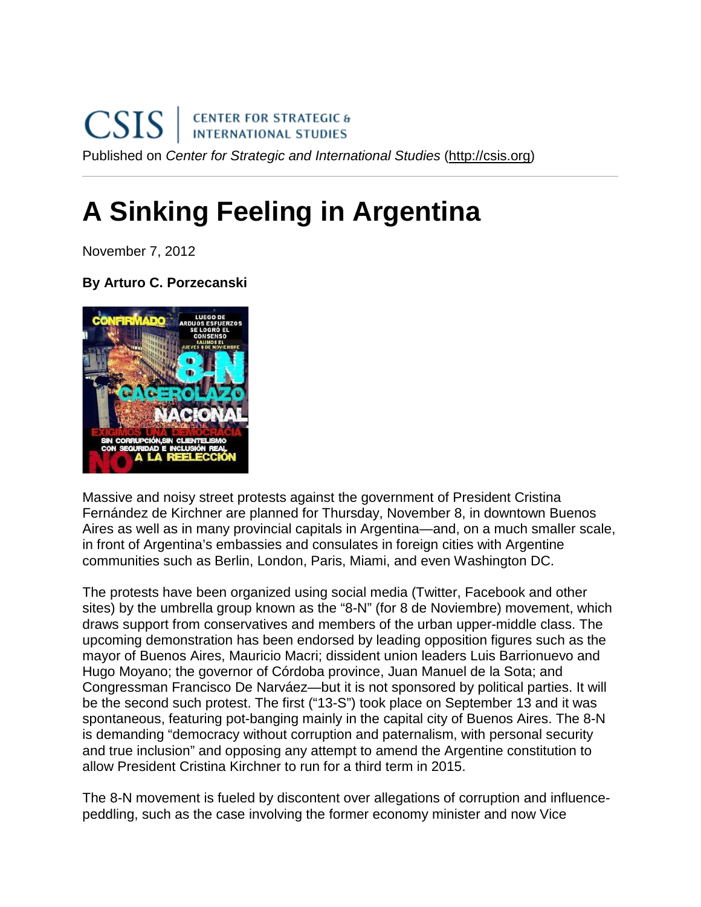Published on *Center for Strategic and International Studies* (http://csis.org)

# A Sinking Feeling in Argentina

November 7, 2012

**By Arturo C. Porzecanski**

Massive and noisy street protests against the government of President Cristina Fernández de Kirchner are planned for Thursday, November 8, in downtown Buenos Aires as well as in many provincial capitals in Argentina—and, on a much smaller scale, in front of Argentina's embassies and consulates in foreign cities with Argentine communities such as Berlin, London, Paris, Miami, and even Washington DC.

The protests have been organized using social media (Twitter, Facebook and other sites) by the umbrella group known as the "8-N" (for 8 de Noviembre) movement, which draws support from conservatives and members of the urban upper-middle class. The upcoming demonstration has been endorsed by leading opposition figures such as the mayor of Buenos Aires, Mauricio Macri; dissident union leaders Luis Barrionuevo and Hugo Moyano; the governor of Córdoba province, Juan Manuel de la Sota; and Congressman Francisco De Narváez—but it is not sponsored by political parties. It will be the second such protest. The first ("13-S") took place on September 13 and it was spontaneous, featuring pot-banging mainly in the capital city of Buenos Aires. The 8-N is demanding "democracy without corruption and paternalism, with personal security and true inclusion" and opposing any attempt to amend the Argentine constitution to allow President Cristina Kirchner to run for a third term in 2015.

The 8-N movement is fueled by discontent over allegations of corruption and influence-peddling, such as the case involving the former economy minister and now Vice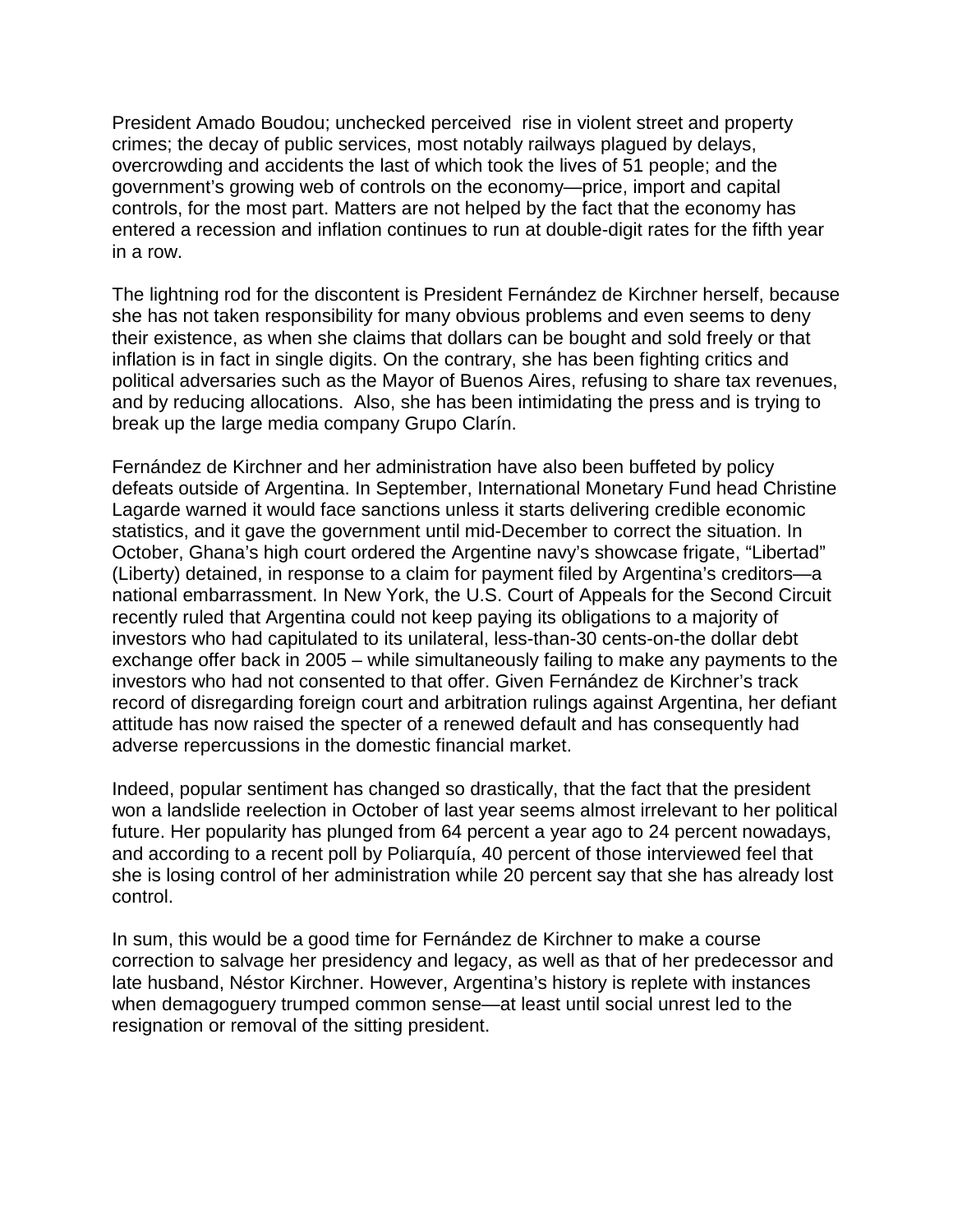President Amado Boudou; unchecked perceived rise in violent street and property crimes; the decay of public services, most notably railways plagued by delays, overcrowding and accidents the last of which took the lives of 51 people; and the government's growing web of controls on the economy—price, import and capital controls, for the most part. Matters are not helped by the fact that the economy has entered a recession and inflation continues to run at double-digit rates for the fifth year in a row.

The lightning rod for the discontent is President Fernández de Kirchner herself, because she has not taken responsibility for many obvious problems and even seems to deny their existence, as when she claims that dollars can be bought and sold freely or that inflation is in fact in single digits. On the contrary, she has been fighting critics and political adversaries such as the Mayor of Buenos Aires, refusing to share tax revenues, and by reducing allocations. Also, she has been intimidating the press and is trying to break up the large media company Grupo Clarín.

Fernández de Kirchner and her administration have also been buffeted by policy defeats outside of Argentina. In September, International Monetary Fund head Christine Lagarde warned it would face sanctions unless it starts delivering credible economic statistics, and it gave the government until mid-December to correct the situation. In October, Ghana's high court ordered the Argentine navy's showcase frigate, "Libertad" (Liberty) detained, in response to a claim for payment filed by Argentina's creditors—a national embarrassment. In New York, the U.S. Court of Appeals for the Second Circuit recently ruled that Argentina could not keep paying its obligations to a majority of investors who had capitulated to its unilateral, less-than-30 cents-on-the dollar debt exchange offer back in 2005 – while simultaneously failing to make any payments to the investors who had not consented to that offer. Given Fernández de Kirchner's track record of disregarding foreign court and arbitration rulings against Argentina, her defiant attitude has now raised the specter of a renewed default and has consequently had adverse repercussions in the domestic financial market.

Indeed, popular sentiment has changed so drastically, that the fact that the president won a landslide reelection in October of last year seems almost irrelevant to her political future. Her popularity has plunged from 64 percent a year ago to 24 percent nowadays, and according to a recent poll by Poliarquía, 40 percent of those interviewed feel that she is losing control of her administration while 20 percent say that she has already lost control.

In sum, this would be a good time for Fernández de Kirchner to make a course correction to salvage her presidency and legacy, as well as that of her predecessor and late husband, Néstor Kirchner. However, Argentina's history is replete with instances when demagoguery trumped common sense—at least until social unrest led to the resignation or removal of the sitting president.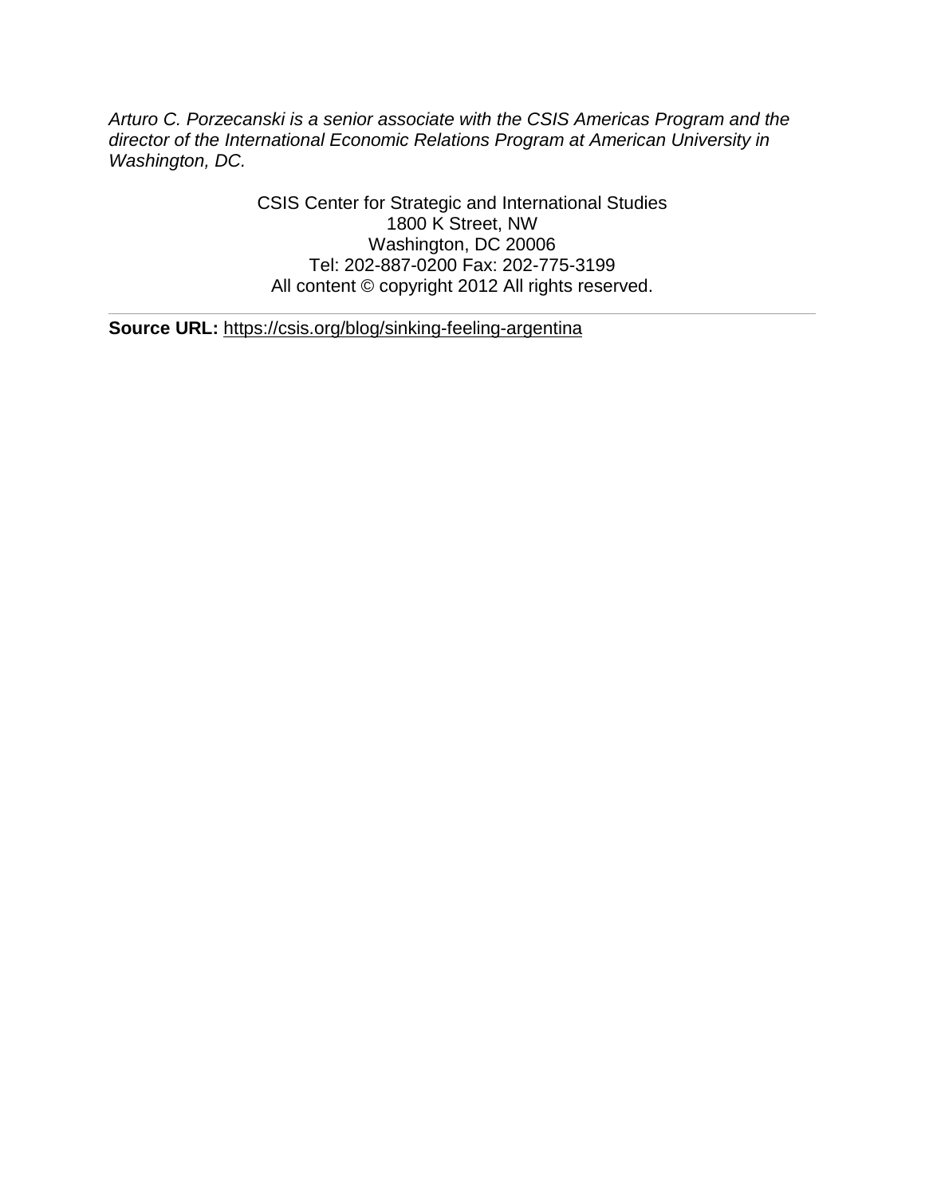*Arturo C. Porzecanski is a senior associate with the CSIS Americas Program and the director of the International Economic Relations Program at American University in Washington, DC.*

CSIS Center for Strategic and International Studies
1800 K Street, NW
Washington, DC 20006
Tel: 202-887-0200 Fax: 202-775-3199
All content © copyright 2012 All rights reserved.

---

**Source URL:** https://csis.org/blog/sinking-feeling-argentina